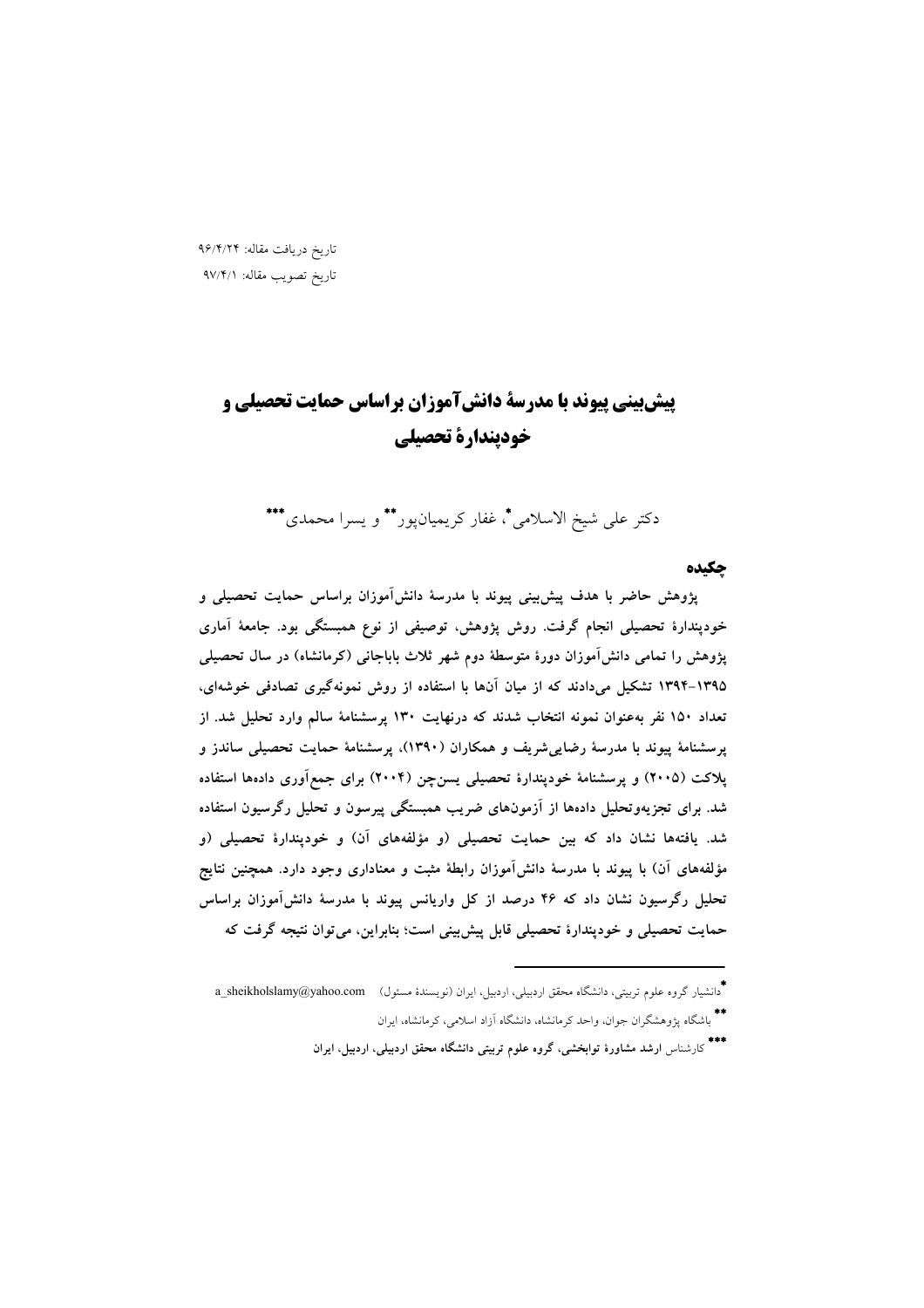تاریخ دریافت مقاله: ۹۶/۴/۲۴

تاریخ تصویب مقاله: ۹۷/۴/۱

# پیش‌بینی پیوند با مدرسهٔ دانش‌آموزان براساس حمایت تحصیلی و خودپندارهٔ تحصیلی

دکتر علی شیخ الاسلامی*، غفار کریمیان‌پور** و یسرا محمدی***

## چکیده

**پژوهش حاضر با هدف پیش‌بینی پیوند با مدرسهٔ دانش‌آموزان براساس حمایت تحصیلی و خودپندارهٔ تحصیلی انجام گرفت. روش پژوهش، توصیفی از نوع همبستگی بود. جامعهٔ آماری پژوهش را تمامی دانش‌آموزان دورهٔ متوسطهٔ دوم شهر ثلاث باباجانی (کرمانشاه) در سال تحصیلی ۱۳۹۵-۱۳۹۴ تشکیل می‌دادند که از میان آن‌ها با استفاده از روش نمونه‌گیری تصادفی خوشه‌ای، تعداد ۱۵۰ نفر به‌عنوان نمونه انتخاب شدند که درنهایت ۱۳۰ پرسشنامهٔ سالم وارد تحلیل شد. از پرسشنامهٔ پیوند با مدرسهٔ رضایی‌شریف و همکاران (۱۳۹۰)، پرسشنامهٔ حمایت تحصیلی ساندز و پلاکت (۲۰۰۵) و پرسشنامهٔ خودپندارهٔ تحصیلی یسن‌چن (۲۰۰۴) برای جمع‌آوری داده‌ها استفاده شد. برای تجزیه‌وتحلیل داده‌ها از آزمون‌های ضریب همبستگی پیرسون و تحلیل رگرسیون استفاده شد. یافته‌ها نشان داد که بین حمایت تحصیلی (و مؤلفه‌های آن) و خودپندارهٔ تحصیلی (و مؤلفه‌های آن) با پیوند با مدرسهٔ دانش‌آموزان رابطهٔ مثبت و معناداری وجود دارد. همچنین نتایج تحلیل رگرسیون نشان داد که ۴۶ درصد از کل واریانس پیوند با مدرسهٔ دانش‌آموزان براساس حمایت تحصیلی و خودپندارهٔ تحصیلی قابل پیش‌بینی است؛ بنابراین، می‌توان نتیجه گرفت که**

---

* دانشیار گروه علوم تربیتی، دانشگاه محقق اردبیلی، اردبیل، ایران (نویسندهٔ مسئول) a_sheikholslamy@yahoo.com

** باشگاه پژوهشگران جوان، واحد کرمانشاه، دانشگاه آزاد اسلامی، کرمانشاه، ایران

*** کارشناس ارشد مشاورهٔ توابخشی، گروه علوم تربیتی دانشگاه محقق اردبیلی، اردبیل، ایران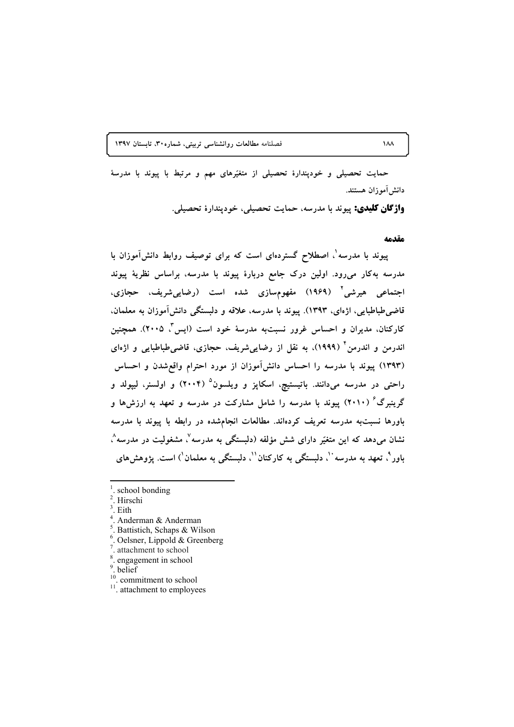حمایت تحصیلی و خودپندارهٔ تحصیلی از متغیّرهای مهم و مرتبط با پیوند با مدرسهٔ دانش‌آموزان هستند.

**واژگان کلیدی:** پیوند با مدرسه، حمایت تحصیلی، خودپندارهٔ تحصیلی.

## مقدمه

پیوند با مدرسه[1]، اصطلاح گسترده‌ای است که برای توصیف روابط دانش‌آموزان با مدرسه به‌کار می‌رود. اولین درک جامع دربارهٔ پیوند با مدرسه، براساس نظریهٔ پیوند اجتماعی هیرشی[2] (۱۹۶۹) مفهوم‌سازی شده است (رضایی‌شریف، حجازی، قاضی‌طباطبایی، اژه‌ای، ۱۳۹۳). پیوند با مدرسه، علاقه و دلبستگی دانش‌آموزان به معلمان، کارکنان، مدیران و احساس غرور نسبت‌به مدرسهٔ خود است (ایس[3]، ۲۰۰۵). همچنین اندرمن و اندرمن[4] (۱۹۹۹)، به نقل از رضایی‌شریف، حجازی، قاضی‌طباطبایی و اژه‌ای (۱۳۹۳) پیوند با مدرسه را احساس دانش‌آموزان از مورد احترام واقع‌شدن و احساس راحتی در مدرسه می‌دانند. باتیستیچ، اسکاپز و ویلسون[5] (۲۰۰۴) و اولسنر، لیپولد و گرینبرگ[6] (۲۰۱۰) پیوند با مدرسه را شامل مشارکت در مدرسه و تعهد به ارزش‌ها و باورها نسبت‌به مدرسه تعریف کرده‌اند. مطالعات انجام‌شده در رابطه با پیوند با مدرسه نشان می‌دهد که این متغیّر دارای شش مؤلفه (دلبستگی به مدرسه[7]، مشغولیت در مدرسه[8]، باور[9]، تعهد به مدرسه[10]، دلبستگی به کارکنان[11]، دلبستگی به معلمان[1]) است. پژوهش‌های

---

[1]. school bonding
[2]. Hirschi
[3]. Eith
[4]. Anderman & Anderman
[5]. Battistich, Schaps & Wilson
[6]. Oelsner, Lippold & Greenberg
[7]. attachment to school
[8]. engagement in school
[9]. belief
[10]. commitment to school
[11]. attachment to employees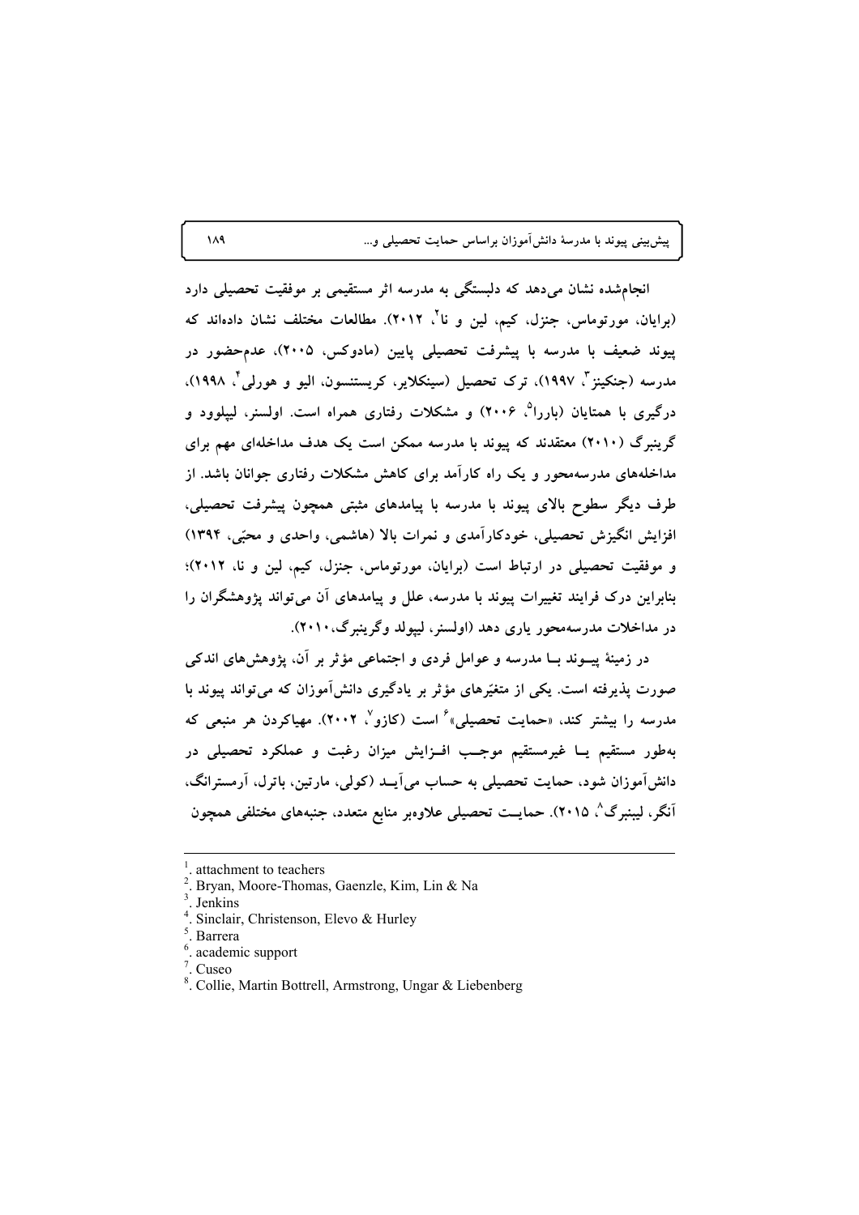انجام‌شده نشان می‌دهد که دلبستگی به مدرسه اثر مستقیمی بر موفقیت تحصیلی دارد (برایان، مورتوماس، جنزل، کیم، لین و نا[2]، ۲۰۱۲). مطالعات مختلف نشان داده‌اند که پیوند ضعیف با مدرسه با پیشرفت تحصیلی پایین (مادوکس، ۲۰۰۵)، عدم‌حضور در مدرسه (جنکینز[3]، ۱۹۹۷)، ترک تحصیل (سینکلایر، کریستنسون، الیو و هورلی[4]، ۱۹۹۸)، درگیری با همتایان (باررا[5]، ۲۰۰۶) و مشکلات رفتاری همراه است. اولسنر، لیپلوود و گرینبرگ (۲۰۱۰) معتقدند که پیوند با مدرسه ممکن است یک هدف مداخله‌ای مهم برای مداخله‌های مدرسه‌محور و یک راه کارآمد برای کاهش مشکلات رفتاری جوانان باشد. از طرف دیگر سطوح بالای پیوند با مدرسه با پیامدهای مثبتی همچون پیشرفت تحصیلی، افزایش انگیزش تحصیلی، خودکارآمدی و نمرات بالا (هاشمی، واحدی و محبّی، ۱۳۹۴) و موفقیت تحصیلی در ارتباط است (برایان، مورتوماس، جنزل، کیم، لین و نا، ۲۰۱۲)؛ بنابراین درک فرایند تغییرات پیوند با مدرسه، علل و پیامدهای آن می‌تواند پژوهشگران را در مداخلات مدرسه‌محور یاری دهد (اولسنر، لیپولد وگرینبرگ،۲۰۱۰).

در زمینهٔ پیـوند بـا مدرسه و عوامل فردی و اجتماعی مؤثر بر آن، پژوهش‌های اندکی صورت پذیرفته است. یکی از متغیّرهای مؤثر بر یادگیری دانش‌آموزان که می‌تواند پیوند با مدرسه را بیشتر کند، «حمایت تحصیلی»[6] است (کازو[7]، ۲۰۰۲). مهیاکردن هر منبعی که به‌طور مستقیم یـا غیرمستقیم موجـب افـزایش میزان رغبت و عملکرد تحصیلی در دانش‌آموزان شود، حمایت تحصیلی به حساب می‌آیـد (کولی، مارتین، باترل، آرمسترانگ، آنگر، لیبنبرگ[8]، ۲۰۱۵). حمایـت تحصیلی علاوه‌بر منابع متعدد، جنبه‌های مختلفی همچون

---

[1]. attachment to teachers
[2]. Bryan, Moore-Thomas, Gaenzle, Kim, Lin & Na
[3]. Jenkins
[4]. Sinclair, Christenson, Elevo & Hurley
[5]. Barrera
[6]. academic support
[7]. Cuseo
[8]. Collie, Martin Bottrell, Armstrong, Ungar & Liebenberg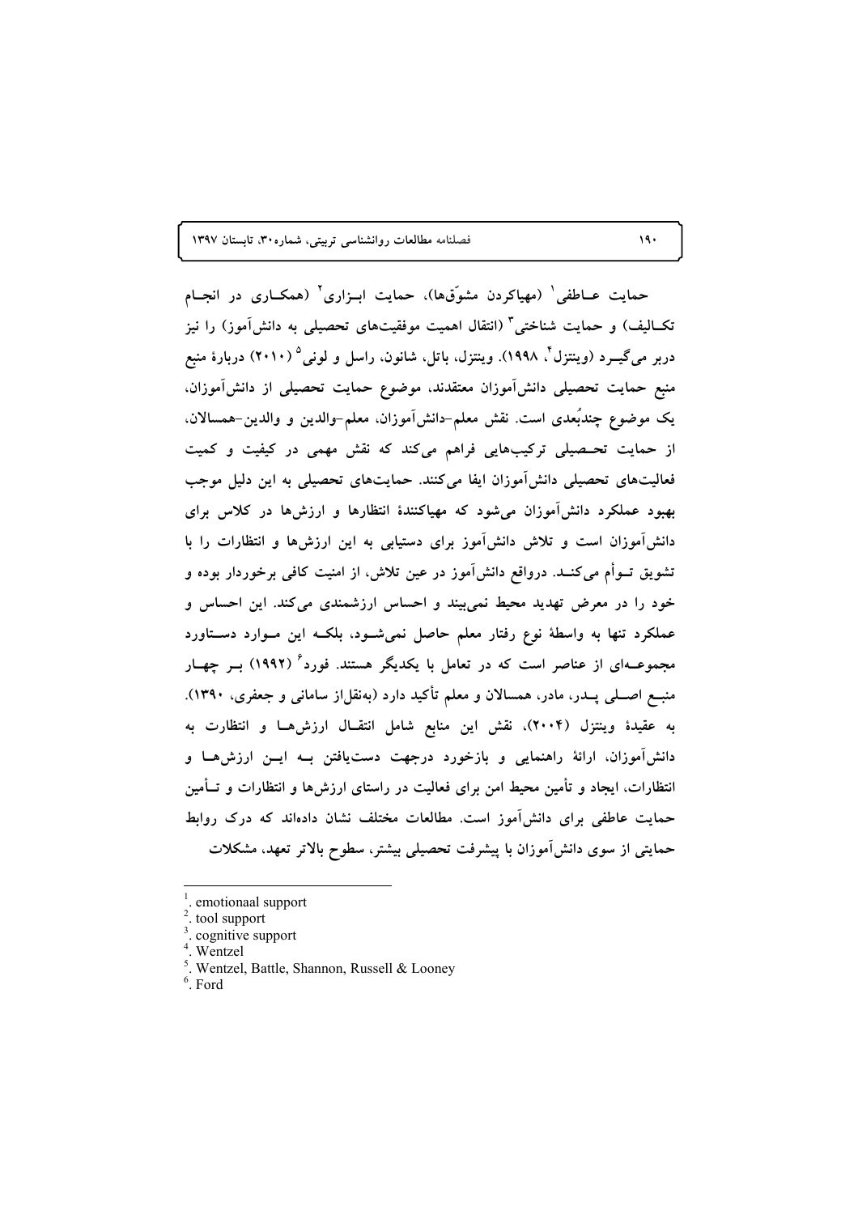حمایت عـاطفی[1] (مهیاکردن مشوّق‌ها)، حمایت ابـزاری[2] (همکـاری در انجـام تکـالیف) و حمایت شناختی[3] (انتقال اهمیت موفقیت‌های تحصیلی به دانش‌آموز) را نیز دربر می‌گیـرد (وینتزل[4]، ۱۹۹۸). وینتزل، باتل، شانون، راسل و لونی[5] (۲۰۱۰) دربارهٔ منبع منبع حمایت تحصیلی دانش‌آموزان معتقدند، موضوع حمایت تحصیلی از دانش‌آموزان، یک موضوع چندبُعدی است. نقش معلم-دانش‌آموزان، معلم-والدین و والدین-همسالان، از حمایت تحـصیلی ترکیب‌هایی فراهم می‌کند که نقش مهمی در کیفیت و کمیت فعالیت‌های تحصیلی دانش‌آموزان ایفا می‌کنند. حمایت‌های تحصیلی به این دلیل موجب بهبود عملکرد دانش‌آموزان می‌شود که مهیاکنندهٔ انتظارها و ارزش‌ها در کلاس برای دانش‌آموزان است و تلاش دانش‌آموز برای دستیابی به این ارزش‌ها و انتظارات را با تشویق تـوأم می‌کنـد. درواقع دانش‌آموز در عین تلاش، از امنیت کافی برخوردار بوده و خود را در معرض تهدید محیط نمی‌بیند و احساس ارزشمندی می‌کند. این احساس و عملکرد تنها به واسطهٔ نوع رفتار معلم حاصل نمی‌شـود، بلکـه این مـوارد دسـتاورد مجموعـه‌ای از عناصر است که در تعامل با یکدیگر هستند. فورد[6] (۱۹۹۲) بـر چهـار منبـع اصـلی پـدر، مادر، همسالان و معلم تأکید دارد (به‌نقل‌از سامانی و جعفری، ۱۳۹۰). به عقیدهٔ وینتزل (۲۰۰۴)، نقش این منابع شامل انتقـال ارزش‌هـا و انتظارت به دانش‌آموزان، ارائهٔ راهنمایی و بازخورد درجهت دست‌یافتن بـه ایـن ارزش‌هـا و انتظارات، ایجاد و تأمین محیط امن برای فعالیت در راستای ارزش‌ها و انتظارات و تـأمین حمایت عاطفی برای دانش‌آموز است. مطالعات مختلف نشان داده‌اند که درک روابط حمایتی از سوی دانش‌آموزان با پیشرفت تحصیلی بیشتر، سطوح بالاتر تعهد، مشکلات

---

[1]. emotionaal support
[2]. tool support
[3]. cognitive support
[4]. Wentzel
[5]. Wentzel, Battle, Shannon, Russell & Looney
[6]. Ford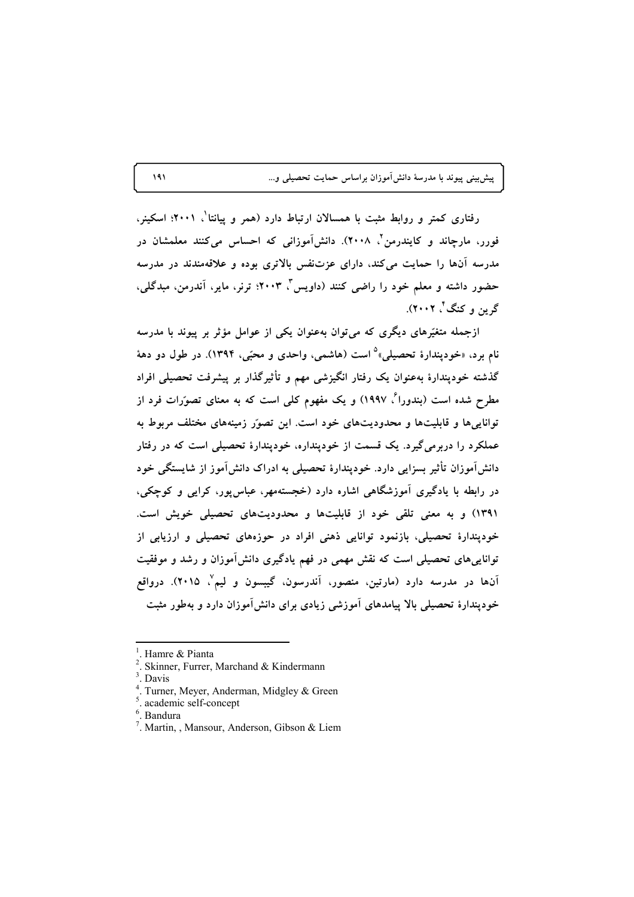رفتاری کمتر و روابط مثبت با همسالان ارتباط دارد (همر و پیانتا[1]، ۲۰۰۱؛ اسکینر، فورر، مارچاند و کایندرمن[2]، ۲۰۰۸). دانش‌آموزانی که احساس می‌کنند معلمشان در مدرسه آن‌ها را حمایت می‌کند، دارای عزت‌نفس بالاتری بوده و علاقه‌مندند در مدرسه حضور داشته و معلم خود را راضی کنند (داویس[3]، ۲۰۰۳؛ ترنر، مایر، آندرمن، میدگلی، گرین و کنگ[4]، ۲۰۰۲).

ازجمله متغیّرهای دیگری که می‌توان به‌عنوان یکی از عوامل مؤثر بر پیوند با مدرسه نام برد، «خودپندارۀ تحصیلی»[5] است (هاشمی، واحدی و محبّی، ۱۳۹۴). در طول دو دهۀ گذشته خودپندارۀ به‌عنوان یک رفتار انگیزشی مهم و تأثیرگذار بر پیشرفت تحصیلی افراد مطرح شده است (بندورا[6]، ۱۹۹۷) و یک مفهوم کلی است که به معنای تصوّرات فرد از توانایی‌ها و قابلیت‌ها و محدودیت‌های خود است. این تصوّر زمینه‌های مختلف مربوط به عملکرد را دربرمی‌گیرد. یک قسمت از خودپنداره، خودپندارۀ تحصیلی است که در رفتار دانش‌آموزان تأثیر بسزایی دارد. خودپندارۀ تحصیلی به ادراک دانش‌آموز از شایستگی خود در رابطه با یادگیری آموزشگاهی اشاره دارد (خجسته‌مهر، عباس‌پور، کرایی و کوچکی، ۱۳۹۱) و به معنی تلقی خود از قابلیت‌ها و محدودیت‌های تحصیلی خویش است. خودپندارۀ تحصیلی، بازنمود توانایی ذهنی افراد در حوزه‌های تحصیلی و ارزیابی از توانایی‌های تحصیلی است که نقش مهمی در فهم یادگیری دانش‌آموزان و رشد و موفقیت آن‌ها در مدرسه دارد (مارتین، منصور، آندرسون، گیبسون و لیم[7]، ۲۰۱۵). درواقع خودپندارۀ تحصیلی بالا پیامدهای آموزشی زیادی برای دانش‌آموزان دارد و به‌طور مثبت

---

1. Hamre & Pianta
2. Skinner, Furrer, Marchand & Kindermann
3. Davis
4. Turner, Meyer, Anderman, Midgley & Green
5. academic self-concept
6. Bandura
7. Martin, , Mansour, Anderson, Gibson & Liem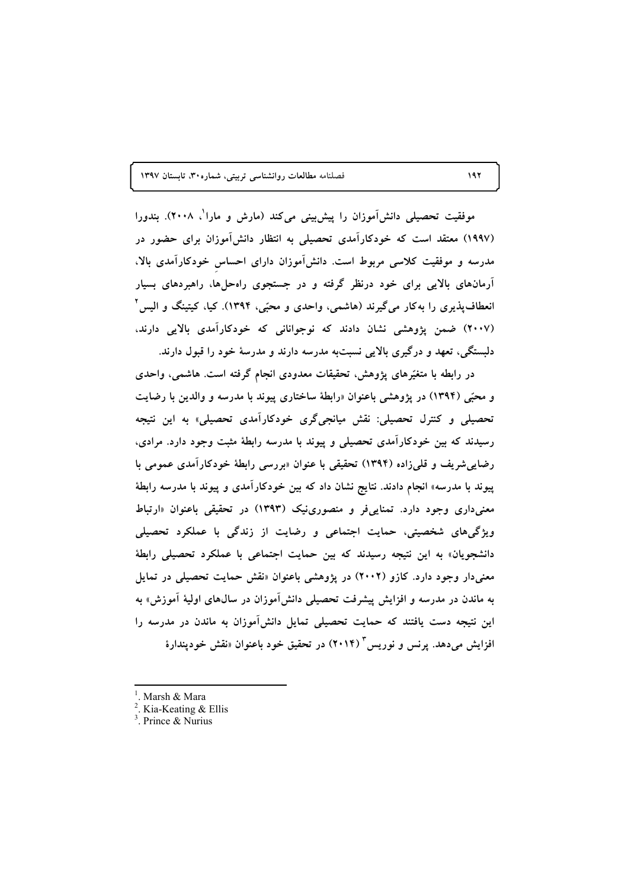موفقیت تحصیلی دانش‌آموزان را پیش‌بینی می‌کند (مارش و مارا[1]، ۲۰۰۸). بندورا (۱۹۹۷) معتقد است که خودکارآمدی تحصیلی به انتظار دانش‌آموزان برای حضور در مدرسه و موفقیت کلاسی مربوط است. دانش‌آموزان دارای احساسِ خودکارآمدی بالا، آرمان‌های بالایی برای خود درنظر گرفته و در جستجوی راه‌حل‌ها، راهبردهای بسیار انعطاف‌پذیری را به‌کار می‌گیرند (هاشمی، واحدی و محبّی، ۱۳۹۴). کیا، کیتینگ و الیس[2] (۲۰۰۷) ضمن پژوهشی نشان دادند که نوجوانانی که خودکارآمدی بالایی دارند، دلبستگی، تعهد و درگیری بالایی نسبت‌به مدرسه دارند و مدرسهٔ خود را قبول دارند.

در رابطه با متغیّرهای پژوهش، تحقیقات معدودی انجام گرفته است. هاشمی، واحدی و محبّی (۱۳۹۴) در پژوهشی باعنوان «رابطهٔ ساختاری پیوند با مدرسه و والدین با رضایت تحصیلی و کنترل تحصیلی: نقش میانجی‌گری خودکارآمدی تحصیلی» به این نتیجه رسیدند که بین خودکارآمدی تحصیلی و پیوند با مدرسه رابطهٔ مثبت وجود دارد. مرادی، رضایی‌شریف و قلی‌زاده (۱۳۹۴) تحقیقی با عنوان «بررسی رابطهٔ خودکارآمدی عمومی با پیوند با مدرسه» انجام دادند. نتایج نشان داد که بین خودکارآمدی و پیوند با مدرسه رابطهٔ معنی‌داری وجود دارد. تمنایی‌فر و منصوری‌نیک (۱۳۹۳) در تحقیقی باعنوان «ارتباط ویژگی‌های شخصیتی، حمایت اجتماعی و رضایت از زندگی با عملکرد تحصیلی دانشجویان» به این نتیجه رسیدند که بین حمایت اجتماعی با عملکرد تحصیلی رابطهٔ معنی‌دار وجود دارد. کازو (۲۰۰۲) در پژوهشی باعنوان «نقش حمایت تحصیلی در تمایل به ماندن در مدرسه و افزایش پیشرفت تحصیلی دانش‌آموزان در سال‌های اولیهٔ آموزش» به این نتیجه دست یافتند که حمایت تحصیلی تمایل دانش‌آموزان به ماندن در مدرسه را افزایش می‌دهد. پرنس و نوریس[3] (۲۰۱۴) در تحقیق خود باعنوان «نقش خودپندارهٔ

---

1. Marsh & Mara
2. Kia-Keating & Ellis
3. Prince & Nurius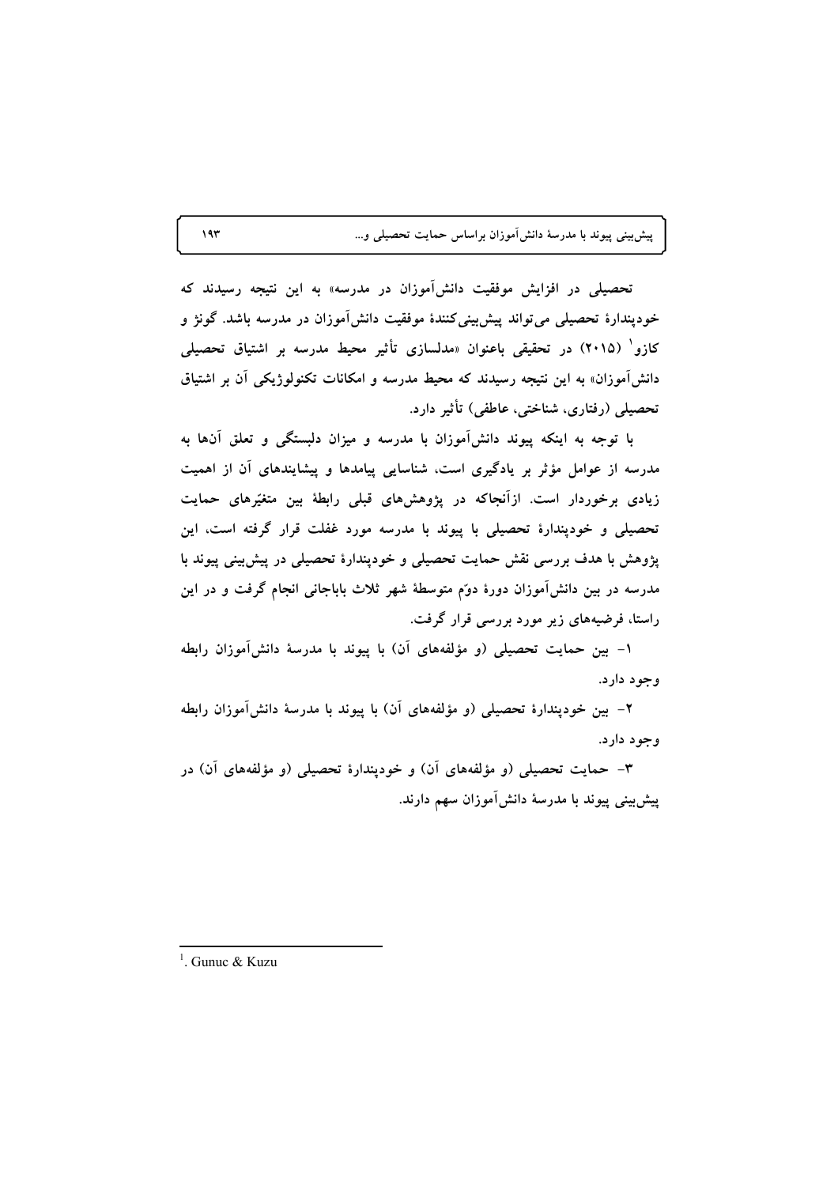تحصیلی در افزایش موفقیت دانش‌آموزان در مدرسه» به این نتیجه رسیدند که خودپندارهٔ تحصیلی می‌تواند پیش‌بینی‌کنندهٔ موفقیت دانش‌آموزان در مدرسه باشد. گونژ و کازو[1] (۲۰۱۵) در تحقیقی باعنوان «مدلسازی تأثیر محیط مدرسه بر اشتیاق تحصیلی دانش‌آموزان» به این نتیجه رسیدند که محیط مدرسه و امکانات تکنولوژیکی آن بر اشتیاق تحصیلی (رفتاری، شناختی، عاطفی) تأثیر دارد.

با توجه به اینکه پیوند دانش‌آموزان با مدرسه و میزان دلبستگی و تعلق آن‌ها به مدرسه از عوامل مؤثر بر یادگیری است، شناسایی پیامدها و پیشایندهای آن از اهمیت زیادی برخوردار است. ازآنجاکه در پژوهش‌های قبلی رابطهٔ بین متغیّرهای حمایت تحصیلی و خودپندارهٔ تحصیلی با پیوند با مدرسه مورد غفلت قرار گرفته است، این پژوهش با هدف بررسی نقش حمایت تحصیلی و خودپندارهٔ تحصیلی در پیش‌بینی پیوند با مدرسه در بین دانش‌آموزان دورهٔ دوّم متوسطهٔ شهر ثلاث باباجانی انجام گرفت و در این راستا، فرضیه‌های زیر مورد بررسی قرار گرفت.

۱- بین حمایت تحصیلی (و مؤلفه‌های آن) با پیوند با مدرسهٔ دانش‌آموزان رابطه وجود دارد.

۲- بین خودپندارهٔ تحصیلی (و مؤلفه‌های آن) با پیوند با مدرسهٔ دانش‌آموزان رابطه وجود دارد.

۳- حمایت تحصیلی (و مؤلفه‌های آن) و خودپندارهٔ تحصیلی (و مؤلفه‌های آن) در پیش‌بینی پیوند با مدرسهٔ دانش‌آموزان سهم دارند.

---

[1]. Gunuc & Kuzu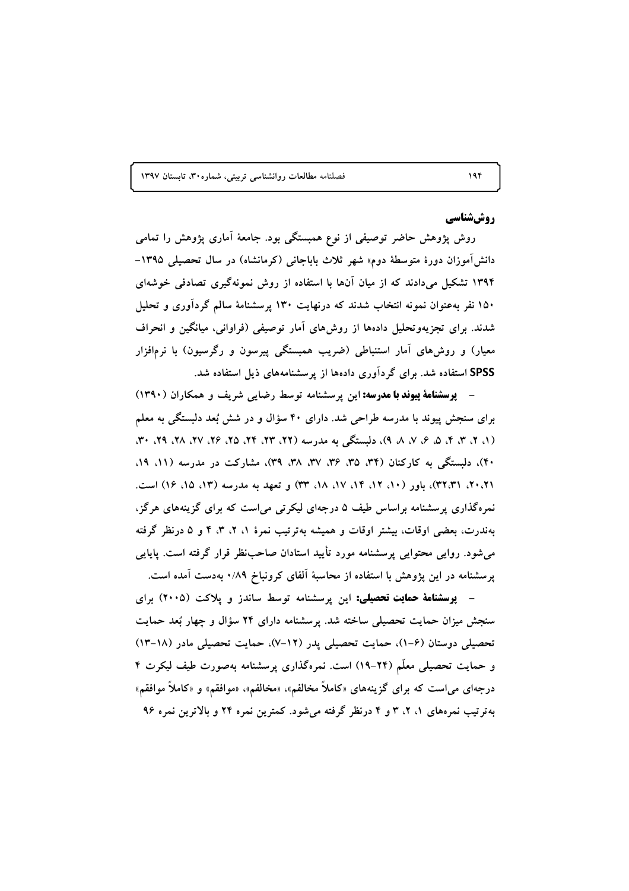## روش‌شناسی

روش پژوهش حاضر توصیفی از نوع همبستگی بود. جامعهٔ آماری پژوهش را تمامی دانش‌آموزان دورهٔ متوسطهٔ دوم» شهر ثلاث باباجانی (کرمانشاه) در سال تحصیلی ۱۳۹۵-۱۳۹۴ تشکیل می‌دادند که از میان آن‌ها با استفاده از روش نمونه‌گیری تصادفی خوشه‌ای ۱۵۰ نفر به‌عنوان نمونه انتخاب شدند که درنهایت ۱۳۰ پرسشنامهٔ سالم گردآوری و تحلیل شدند. برای تجزیه‌وتحلیل داده‌ها از روش‌های آمار توصیفی (فراوانی، میانگین و انحراف معیار) و روش‌های آمار استنباطی (ضریب همبستگی پیرسون و رگرسیون) با نرم‌افزار **SPSS** استفاده شد. برای گردآوری داده‌ها از پرسشنامه‌های ذیل استفاده شد.

- **پرسشنامهٔ پیوند با مدرسه:** این پرسشنامه توسط رضایی شریف و همکاران (۱۳۹۰) برای سنجش پیوند با مدرسه طراحی شد. دارای ۴۰ سؤال و در شش بُعد دلبستگی به معلم (۱، ۲، ۳، ۴، ۵، ۶، ۷، ۸، ۹)، دلبستگی به مدرسه (۲۲، ۲۳، ۲۴، ۲۵، ۲۶، ۲۷، ۲۸، ۲۹، ۳۰، ۴۰)، دلبستگی به کارکنان (۳۴، ۳۵، ۳۶، ۳۷، ۳۸، ۳۹)، مشارکت در مدرسه (۱۱، ۱۹، ۲۰،۲۱، ۳۲،۳۱)، باور (۱۰، ۱۲، ۱۴، ۱۷، ۱۸، ۳۳) و تعهد به مدرسه (۱۳، ۱۵، ۱۶) است. نمره‌گذاری پرسشنامه براساس طیف ۵ درجه‌ای لیکرتی می‌است که برای گزینه‌های هرگز، به‌ندرت، بعضی اوقات، بیشتر اوقات و همیشه به‌ترتیب نمرهٔ ۱، ۲، ۳، ۴ و ۵ درنظر گرفته می‌شود. روایی محتوایی پرسشنامه مورد تأیید استادان صاحب‌نظر قرار گرفته است. پایایی پرسشنامه در این پژوهش با استفاده از محاسبهٔ آلفای کرونباخ ۰/۸۹ به‌دست آمده است.

- **پرسشنامهٔ حمایت تحصیلی:** این پرسشنامه توسط ساندز و پلاکت (۲۰۰۵) برای سنجش میزان حمایت تحصیلی ساخته شد. پرسشنامه دارای ۲۴ سؤال و چهار بُعد حمایت تحصیلی دوستان (۶-۱)، حمایت تحصیلی پدر (۱۲-۷)، حمایت تحصیلی مادر (۱۸-۱۳) و حمایت تحصیلی معلّم (۲۴-۱۹) است. نمره‌گذاری پرسشنامه به‌صورت طیف لیکرت ۴ درجه‌ای می‌است که برای گزینه‌های «کاملاً مخالفم»، «مخالفم»، «موافقم» و «کاملاً موافقم» به‌ترتیب نمره‌های ۱، ۲، ۳ و ۴ درنظر گرفته می‌شود. کمترین نمره ۲۴ و بالاترین نمره ۹۶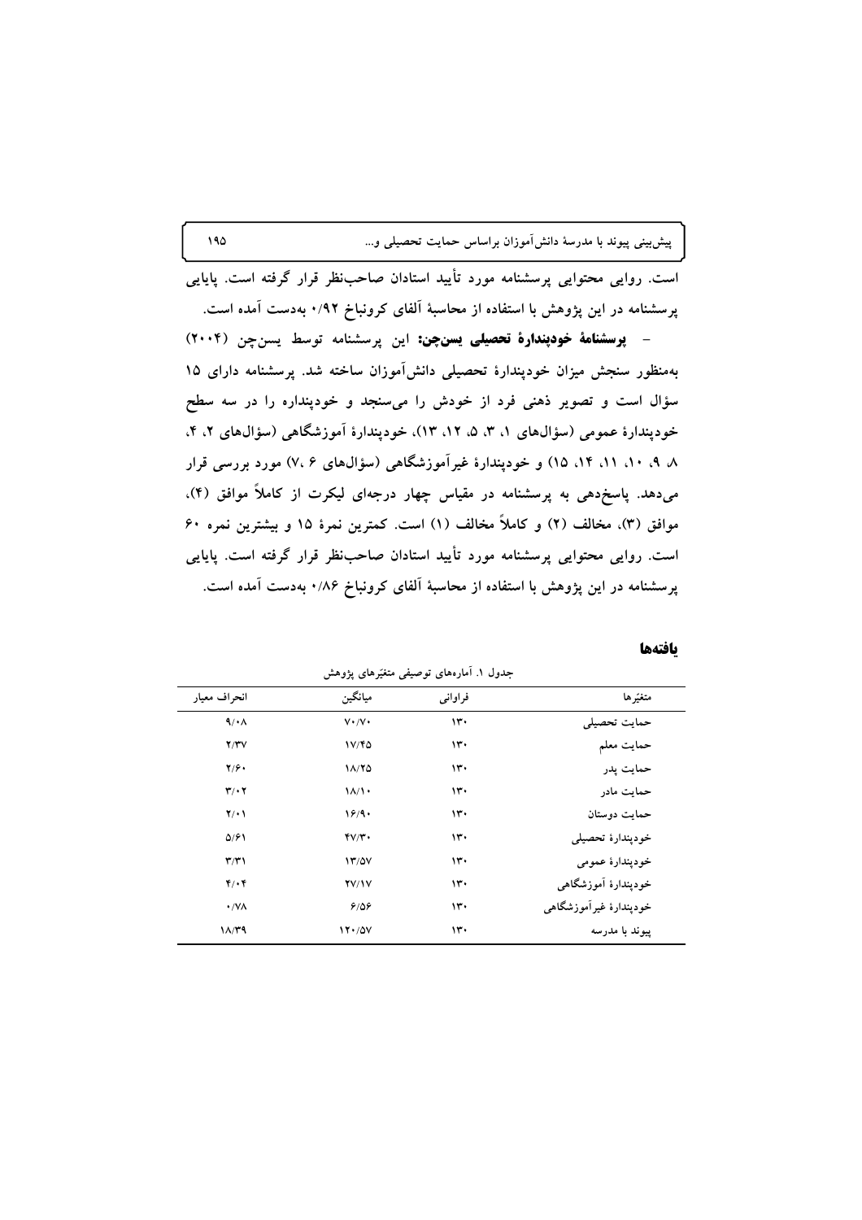است. روایی محتوایی پرسشنامه مورد تأیید استادان صاحب‌نظر قرار گرفته است. پایایی پرسشنامه در این پژوهش با استفاده از محاسبهٔ آلفای کرونباخ ۰/۹۲ به‌دست آمده است.

– **پرسشنامهٔ خودپندارهٔ تحصیلی یسن‌چن:** این پرسشنامه توسط یسن‌چن (۲۰۰۴) به‌منظور سنجش میزان خودپندارهٔ تحصیلی دانش‌آموزان ساخته شد. پرسشنامه دارای ۱۵ سؤال است و تصویر ذهنی فرد از خودش را می‌سنجد و خودپنداره را در سه سطح خودپندارهٔ عمومی (سؤال‌های ۱، ۳، ۵، ۱۲، ۱۳)، خودپندارهٔ آموزشگاهی (سؤال‌های ۲، ۴، ۸، ۹، ۱۰، ۱۱، ۱۴، ۱۵) و خودپندارهٔ غیرآموزشگاهی (سؤال‌های ۶، ۷) مورد بررسی قرار می‌دهد. پاسخ‌دهی به پرسشنامه در مقیاس چهار درجه‌ای لیکرت از کاملاً موافق (۴)، موافق (۳)، مخالف (۲) و کاملاً مخالف (۱) است. کمترین نمرهٔ ۱۵ و بیشترین نمره ۶۰ است. روایی محتوایی پرسشنامه مورد تأیید استادان صاحب‌نظر قرار گرفته است. پایایی پرسشنامه در این پژوهش با استفاده از محاسبهٔ آلفای کرونباخ ۰/۸۶ به‌دست آمده است.

## یافته‌ها

جدول ۱. آماره‌های توصیفی متغیّرهای پژوهش

| متغیّرها | فراوانی | میانگین | انحراف معیار |
|---|---|---|---|
| حمایت تحصیلی | ۱۳۰ | ۷۰/۷۰ | ۹/۰۸ |
| حمایت معلم | ۱۳۰ | ۱۷/۴۵ | ۲/۳۷ |
| حمایت پدر | ۱۳۰ | ۱۸/۲۵ | ۲/۶۰ |
| حمایت مادر | ۱۳۰ | ۱۸/۱۰ | ۳/۰۲ |
| حمایت دوستان | ۱۳۰ | ۱۶/۹۰ | ۲/۰۱ |
| خودپندارهٔ تحصیلی | ۱۳۰ | ۴۷/۳۰ | ۵/۶۱ |
| خودپندارهٔ عمومی | ۱۳۰ | ۱۳/۵۷ | ۳/۳۱ |
| خودپندارهٔ آموزشگاهی | ۱۳۰ | ۲۷/۱۷ | ۴/۰۴ |
| خودپندارهٔ غیرآموزشگاهی | ۱۳۰ | ۶/۵۶ | ۰/۷۸ |
| پیوند با مدرسه | ۱۳۰ | ۱۲۰/۵۷ | ۱۸/۳۹ |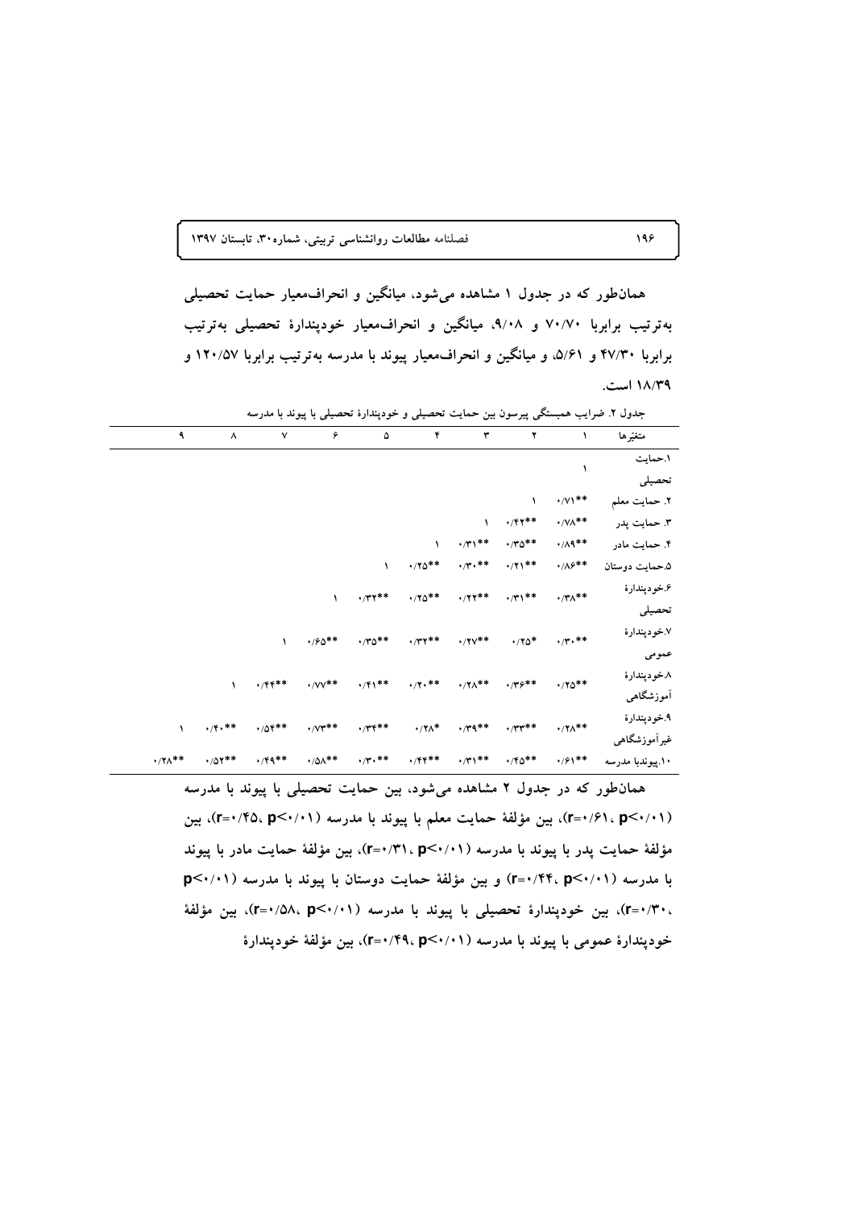همان‌طور که در جدول ۱ مشاهده می‌شود، میانگین و انحراف‌معیار حمایت تحصیلی به‌ترتیب برابربا ۷۰/۷۰ و ۹/۰۸، میانگین و انحراف‌معیار خودپندارهٔ تحصیلی به‌ترتیب برابربا ۴۷/۳۰ و ۵/۶۱، و میانگین و انحراف‌معیار پیوند با مدرسه به‌ترتیب برابربا ۱۲۰/۵۷ و ۱۸/۳۹ است.

جدول ۲. ضرایب همبستگی پیرسون بین حمایت تحصیلی و خودپندارهٔ تحصیلی با پیوند با مدرسه

| متغیّرها | ۱ | ۲ | ۳ | ۴ | ۵ | ۶ | ۷ | ۸ | ۹ |
|---|---|---|---|---|---|---|---|---|---|
| ۱.حمایت تحصیلی | ۱ | | | | | | | | |
| ۲. حمایت معلم | \*\*۰/۷۱ | ۱ | | | | | | | |
| ۳. حمایت پدر | \*\*۰/۷۸ | \*\*۰/۴۴ | ۱ | | | | | | |
| ۴. حمایت مادر | \*\*۰/۸۹ | \*\*۰/۳۵ | \*\*۰/۳۱ | ۱ | | | | | |
| ۵.حمایت دوستان | \*\*۰/۸۶ | \*\*۰/۲۱ | \*\*۰/۳۰ | \*\*۰/۲۵ | ۱ | | | | |
| ۶.خودپندارهٔ تحصیلی | \*\*۰/۳۸ | \*\*۰/۳۱ | \*\*۰/۲۲ | \*\*۰/۲۵ | \*\*۰/۳۲ | ۱ | | | |
| ۷.خودپندارهٔ عمومی | \*\*۰/۳۰ | \*۰/۲۵ | \*\*۰/۲۷ | \*\*۰/۳۲ | \*\*۰/۳۵ | \*\*۰/۶۵ | ۱ | | |
| ۸.خودپندارهٔ آموزشگاهی | \*\*۰/۲۵ | \*\*۰/۳۶ | \*\*۰/۲۸ | \*\*۰/۲۰ | \*\*۰/۴۱ | \*\*۰/۷۷ | \*\*۰/۴۴ | ۱ | |
| ۹.خودپندارهٔ غیرآموزشگاهی | \*\*۰/۲۸ | \*\*۰/۳۳ | \*\*۰/۳۹ | \*۰/۲۸ | \*\*۰/۳۴ | \*\*۰/۷۳ | \*\*۰/۵۴ | \*\*۰/۴۰ | ۱ |
| ۱۰.پیوندبا مدرسه | \*\*۰/۶۱ | \*\*۰/۴۵ | \*\*۰/۳۱ | \*\*۰/۴۴ | \*\*۰/۳۰ | \*\*۰/۵۸ | \*\*۰/۴۹ | \*\*۰/۵۲ | \*\*۰/۲۸ |

همان‌طور که در جدول ۲ مشاهده می‌شود، بین حمایت تحصیلی با پیوند با مدرسه ($r=0/61$ ، $p<0/01$)، بین مؤلفهٔ حمایت معلم با پیوند با مدرسه ($r=0/45$، $p<0/01$)، بین مؤلفهٔ حمایت پدر با پیوند با مدرسه ($r=0/31$ ، $p<0/01$)، بین مؤلفهٔ حمایت مادر با پیوند با مدرسه ($r=0/44$، $p<0/01$) و بین مؤلفهٔ حمایت دوستان با پیوند با مدرسه ($p<0/01$ ، $r=0/30$)، بین خودپندارهٔ تحصیلی با پیوند با مدرسه ($r=0/58$، $p<0/01$)، بین مؤلفهٔ خودپندارهٔ عمومی با پیوند با مدرسه ($r=0/49$، $p<0/01$)، بین مؤلفهٔ خودپندارهٔ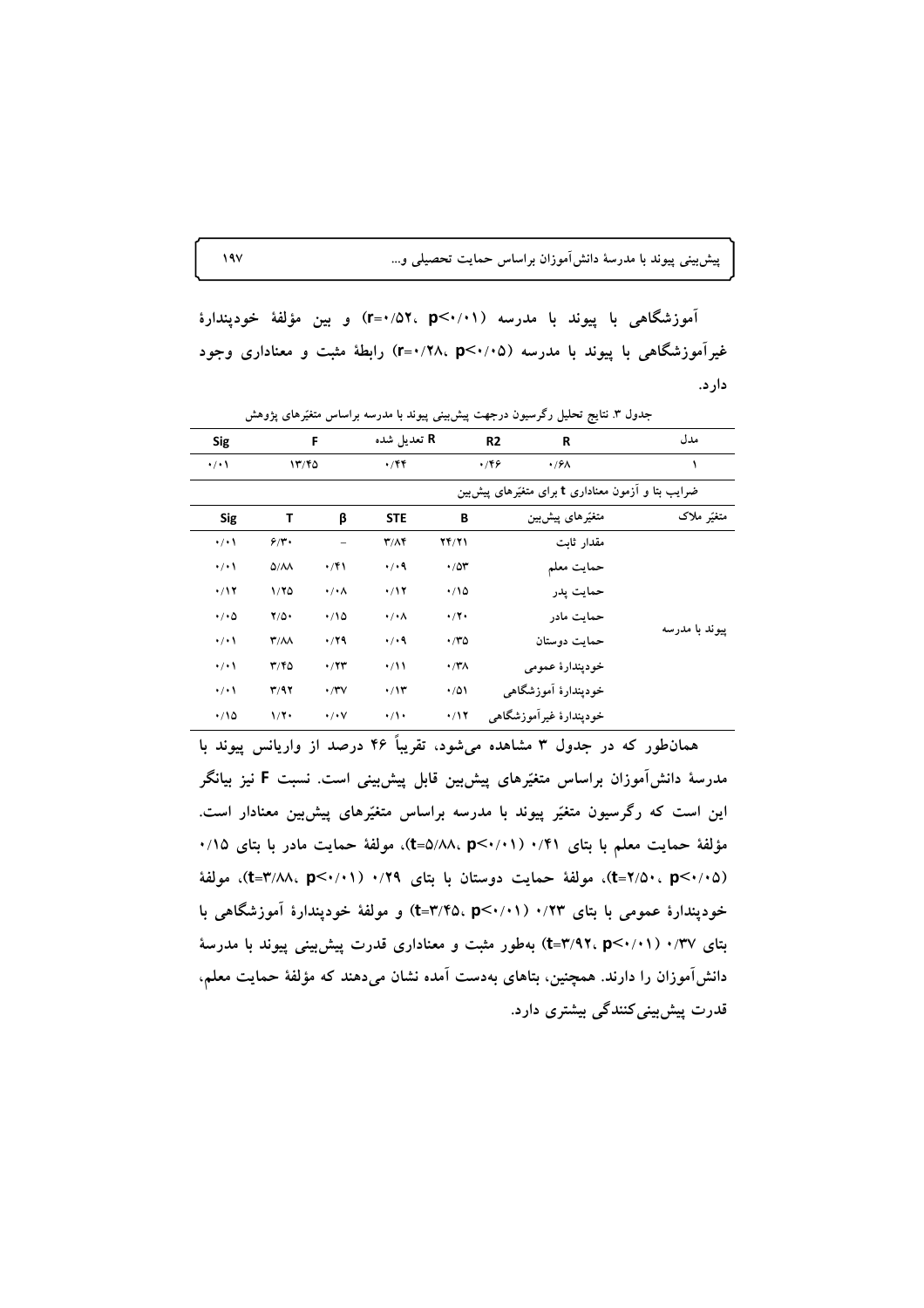آموزشگاهی با پیوند با مدرسه ($r=۰/۵۲$، $p<۰/۰۱$) و بین مؤلفهٔ خودپندارهٔ غیرآموزشگاهی با پیوند با مدرسه ($r=۰/۲۸$، $p<۰/۰۵$) رابطهٔ مثبت و معناداری وجود دارد.

جدول ۳. نتایج تحلیل رگرسیون درجهت پیش‌بینی پیوند با مدرسه براساس متغیّرهای پژوهش

| مدل | R | R2 | R تعدیل شده | F | Sig |
|---|---|---|---|---|---|
| ۱ | ۰/۶۸ | ۰/۴۶ | ۰/۴۴ | ۱۳/۴۵ | ۰/۰۱ |

ضرایب بتا و آزمون معناداری t برای متغیّرهای پیش‌بین

| متغیّر ملاک | متغیّرهای پیش‌بین | B | STE | β | T | Sig |
|---|---|---|---|---|---|---|
| پیوند با مدرسه | مقدار ثابت | ۲۴/۲۱ | ۳/۸۴ | – | ۶/۳۰ | ۰/۰۱ |
| | حمایت معلم | ۰/۵۳ | ۰/۰۹ | ۰/۴۱ | ۵/۸۸ | ۰/۰۱ |
| | حمایت پدر | ۰/۱۵ | ۰/۱۲ | ۰/۰۸ | ۱/۲۵ | ۰/۱۲ |
| | حمایت مادر | ۰/۲۰ | ۰/۰۸ | ۰/۱۵ | ۲/۵۰ | ۰/۰۵ |
| | حمایت دوستان | ۰/۳۵ | ۰/۰۹ | ۰/۲۹ | ۳/۸۸ | ۰/۰۱ |
| | خودپندارهٔ عمومی | ۰/۳۸ | ۰/۱۱ | ۰/۲۳ | ۳/۴۵ | ۰/۰۱ |
| | خودپندارهٔ آموزشگاهی | ۰/۵۱ | ۰/۱۳ | ۰/۳۷ | ۳/۹۲ | ۰/۰۱ |
| | خودپندارهٔ غیرآموزشگاهی | ۰/۱۲ | ۰/۱۰ | ۰/۰۷ | ۱/۲۰ | ۰/۱۵ |

همان‌طور که در جدول ۳ مشاهده می‌شود، تقریباً ۴۶ درصد از واریانس پیوند با مدرسهٔ دانش‌آموزان براساس متغیّرهای پیش‌بین قابل پیش‌بینی است. نسبت F نیز بیانگر این است که رگرسیون متغیّر پیوند با مدرسه براساس متغیّرهای پیش‌بین معنادار است. مؤلفهٔ حمایت معلم با بتای ۰/۴۱ ($t=۵/۸۸$، $p<۰/۰۱$)، مولفهٔ حمایت مادر با بتای ۰/۱۵ ($t=۲/۵۰$، $p<۰/۰۵$)، مولفهٔ حمایت دوستان با بتای ۰/۲۹ ($t=۳/۸۸$، $p<۰/۰۱$)، مولفهٔ خودپندارهٔ عمومی با بتای ۰/۲۳ ($t=۳/۴۵$، $p<۰/۰۱$) و مولفهٔ خودپندارهٔ آموزشگاهی با بتای ۰/۳۷ ($t=۳/۹۲$، $p<۰/۰۱$) به‌طور مثبت و معناداری قدرت پیش‌بینی پیوند با مدرسهٔ دانش‌آموزان را دارند. همچنین، بتاهای به‌دست آمده نشان می‌دهند که مؤلفهٔ حمایت معلم، قدرت پیش‌بینی‌کنندگی بیشتری دارد.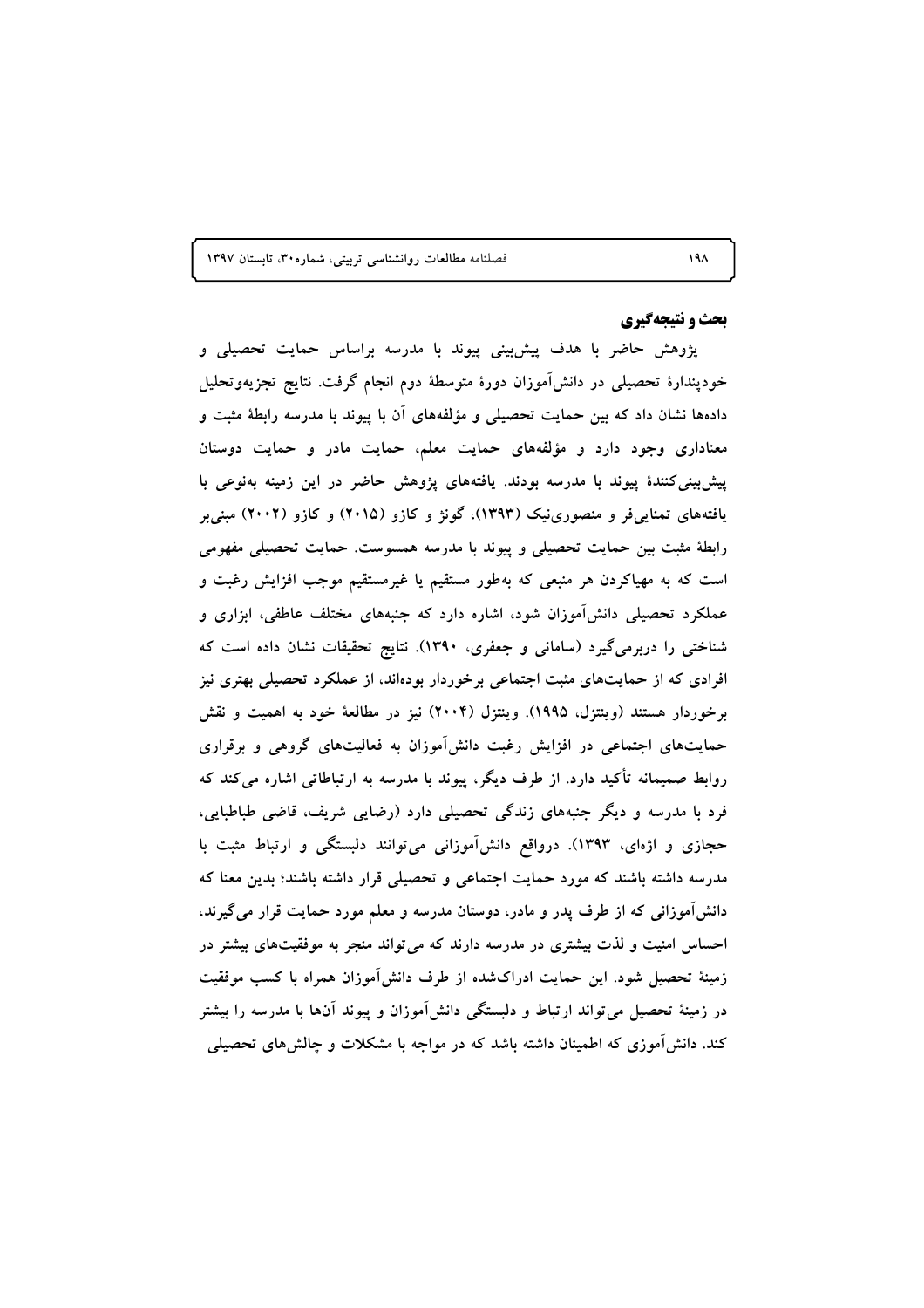## بحث و نتیجه‌گیری

پژوهش حاضر با هدف پیش‌بینی پیوند با مدرسه براساس حمایت تحصیلی و خودپندارهٔ تحصیلی در دانش‌آموزان دورهٔ متوسطهٔ دوم انجام گرفت. نتایج تجزیه‌وتحلیل داده‌ها نشان داد که بین حمایت تحصیلی و مؤلفه‌های آن با پیوند با مدرسه رابطهٔ مثبت و معناداری وجود دارد و مؤلفه‌های حمایت معلم، حمایت مادر و حمایت دوستان پیش‌بینی‌کنندهٔ پیوند با مدرسه بودند. یافته‌های پژوهش حاضر در این زمینه به‌نوعی با یافته‌های تمنایی‌فر و منصوری‌نیک (۱۳۹۳)، گونژ و کازو (۲۰۱۵) و کازو (۲۰۰۲) مبنی‌بر رابطهٔ مثبت بین حمایت تحصیلی و پیوند با مدرسه همسوست. حمایت تحصیلی مفهومی است که به مهیاکردن هر منبعی که به‌طور مستقیم یا غیرمستقیم موجب افزایش رغبت و عملکرد تحصیلی دانش‌آموزان شود، اشاره دارد که جنبه‌های مختلف عاطفی، ابزاری و شناختی را دربرمی‌گیرد (سامانی و جعفری، ۱۳۹۰). نتایج تحقیقات نشان داده است که افرادی که از حمایت‌های مثبت اجتماعی برخوردار بوده‌اند، از عملکرد تحصیلی بهتری نیز برخوردار هستند (وینتزل، ۱۹۹۵). وینتزل (۲۰۰۴) نیز در مطالعهٔ خود به اهمیت و نقش حمایت‌های اجتماعی در افزایش رغبت دانش‌آموزان به فعالیت‌های گروهی و برقراری روابط صمیمانه تأکید دارد. از طرف دیگر، پیوند با مدرسه به ارتباطاتی اشاره می‌کند که فرد با مدرسه و دیگر جنبه‌های زندگی تحصیلی دارد (رضایی شریف، قاضی طباطبایی، حجازی و اژه‌ای، ۱۳۹۳). درواقع دانش‌آموزانی می‌توانند دلبستگی و ارتباط مثبت با مدرسه داشته باشند که مورد حمایت اجتماعی و تحصیلی قرار داشته باشند؛ بدین معنا که دانش‌آموزانی که از طرف پدر و مادر، دوستان مدرسه و معلم مورد حمایت قرار می‌گیرند، احساس امنیت و لذت بیشتری در مدرسه دارند که می‌تواند منجر به موفقیت‌های بیشتر در زمینهٔ تحصیل شود. این حمایت ادراک‌شده از طرف دانش‌آموزان همراه با کسب موفقیت در زمینهٔ تحصیل می‌تواند ارتباط و دلبستگی دانش‌آموزان و پیوند آن‌ها با مدرسه را بیشتر کند. دانش‌آموزی که اطمینان داشته باشد که در مواجه با مشکلات و چالش‌های تحصیلی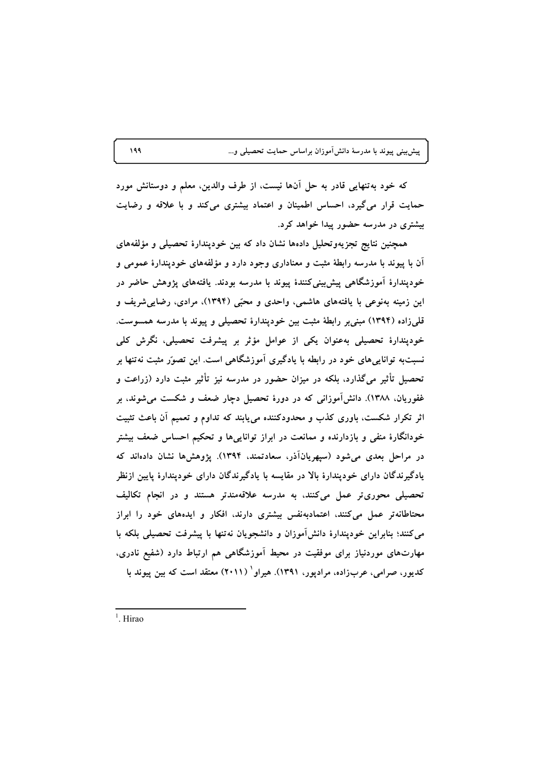که خود به‌تنهایی قادر به حل آن‌ها نیست، از طرف والدین، معلم و دوستانش مورد حمایت قرار می‌گیرد، احساس اطمینان و اعتماد بیشتری می‌کند و با علاقه و رضایت بیشتری در مدرسه حضور پیدا خواهد کرد.

همچنین نتایج تجزیه‌وتحلیل داده‌ها نشان داد که بین خودپندارهٔ تحصیلی و مؤلفه‌های آن با پیوند با مدرسه رابطهٔ مثبت و معناداری وجود دارد و مؤلفه‌های خودپندارهٔ عمومی و خودپندارهٔ آموزشگاهی پیش‌بینی‌کنندهٔ پیوند با مدرسه بودند. یافته‌های پژوهش حاضر در این زمینه به‌نوعی با یافته‌های هاشمی، واحدی و محبّی (۱۳۹۴)، مرادی، رضایی‌شریف و قلی‌زاده (۱۳۹۴) مبنی‌بر رابطهٔ مثبت بین خودپندارهٔ تحصیلی و پیوند با مدرسه همسوست. خودپندارهٔ تحصیلی به‌عنوان یکی از عوامل مؤثر بر پیشرفت تحصیلی، نگرش کلی نسبت‌به توانایی‌های خود در رابطه با یادگیری آموزشگاهی است. این تصوّر مثبت نه‌تنها بر تحصیل تأثیر می‌گذارد، بلکه در میزان حضور در مدرسه نیز تأثیر مثبت دارد (زراعت و غفوریان، ۱۳۸۸). دانش‌آموزانی که در دورهٔ تحصیل دچار ضعف و شکست می‌شوند، بر اثر تکرار شکست، باوری کذب و محدودکننده می‌یابند که تداوم و تعمیم آن باعث تثبیت خودانگارهٔ منفی و بازدارنده و ممانعت در ابراز توانایی‌ها و تحکیم احساس ضعف بیشتر در مراحل بعدی می‌شود (سپهریان‌آذر، سعادتمند، ۱۳۹۴). پژوهش‌ها نشان داده‌اند که یادگیرندگان دارای خودپندارهٔ بالا در مقایسه با یادگیرندگان دارای خودپندارهٔ پایین ازنظر تحصیلی محوری‌تر عمل می‌کنند، به مدرسه علاقه‌مندتر هستند و در انجام تکالیف محتاطانه‌تر عمل می‌کنند، اعتمادبه‌نفس بیشتری دارند، افکار و ایده‌های خود را ابراز می‌کنند؛ بنابراین خودپندارهٔ دانش‌آموزان و دانشجویان نه‌تنها با پیشرفت تحصیلی بلکه با مهارت‌های موردنیاز برای موفقیت در محیط آموزشگاهی هم ارتباط دارد (شفیع نادری، کدیور، صرامی، عرب‌زاده، مرادپور، ۱۳۹۱). هیراو[1] (۲۰۱۱) معتقد است که بین پیوند با

---

[1]. Hirao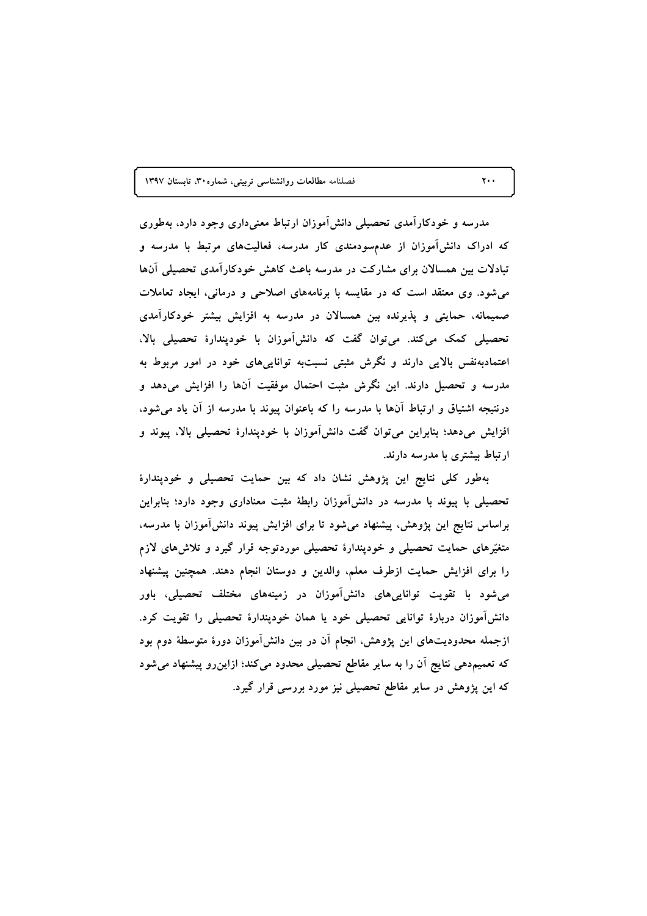مدرسه و خودکارآمدی تحصیلی دانش‌آموزان ارتباط معنی‌داری وجود دارد، به‌طوری که ادراک دانش‌آموزان از عدم‌سودمندی کار مدرسه، فعالیت‌های مرتبط با مدرسه و تبادلات بین همسالان برای مشارکت در مدرسه باعث کاهش خودکارآمدی تحصیلی آن‌ها می‌شود. وی معتقد است که در مقایسه با برنامه‌های اصلاحی و درمانی، ایجاد تعاملات صمیمانه، حمایتی و پذیرنده بین همسالان در مدرسه به افزایش بیشتر خودکارآمدی تحصیلی کمک می‌کند. می‌توان گفت که دانش‌آموزان با خودپندارهٔ تحصیلی بالا، اعتمادبه‌نفس بالایی دارند و نگرش مثبتی نسبت‌به توانایی‌های خود در امور مربوط به مدرسه و تحصیل دارند. این نگرش مثبت احتمال موفقیت آن‌ها را افزایش می‌دهد و درنتیجه اشتیاق و ارتباط آن‌ها با مدرسه را که باعنوان پیوند با مدرسه از آن یاد می‌شود، افزایش می‌دهد؛ بنابراین می‌توان گفت دانش‌آموزان با خودپندارهٔ تحصیلی بالا، پیوند و ارتباط بیشتری با مدرسه دارند.

به‌طور کلی نتایج این پژوهش نشان داد که بین حمایت تحصیلی و خودپندارهٔ تحصیلی با پیوند با مدرسه در دانش‌آموزان رابطهٔ مثبت معناداری وجود دارد؛ بنابراین براساس نتایج این پژوهش، پیشنهاد می‌شود تا برای افزایش پیوند دانش‌آموزان با مدرسه، متغیّرهای حمایت تحصیلی و خودپندارهٔ تحصیلی موردتوجه قرار گیرد و تلاش‌های لازم را برای افزایش حمایت ازطرف معلم، والدین و دوستان انجام دهند. همچنین پیشنهاد می‌شود با تقویت توانایی‌های دانش‌آموزان در زمینه‌های مختلف تحصیلی، باور دانش‌آموزان دربارهٔ توانایی تحصیلی خود یا همان خودپندارهٔ تحصیلی را تقویت کرد. ازجمله محدودیت‌های این پژوهش، انجام آن در بین دانش‌آموزان دورهٔ متوسطهٔ دوم بود که تعمیم‌دهی نتایج آن را به سایر مقاطع تحصیلی محدود می‌کند؛ ازاین‌رو پیشنهاد می‌شود که این پژوهش در سایر مقاطع تحصیلی نیز مورد بررسی قرار گیرد.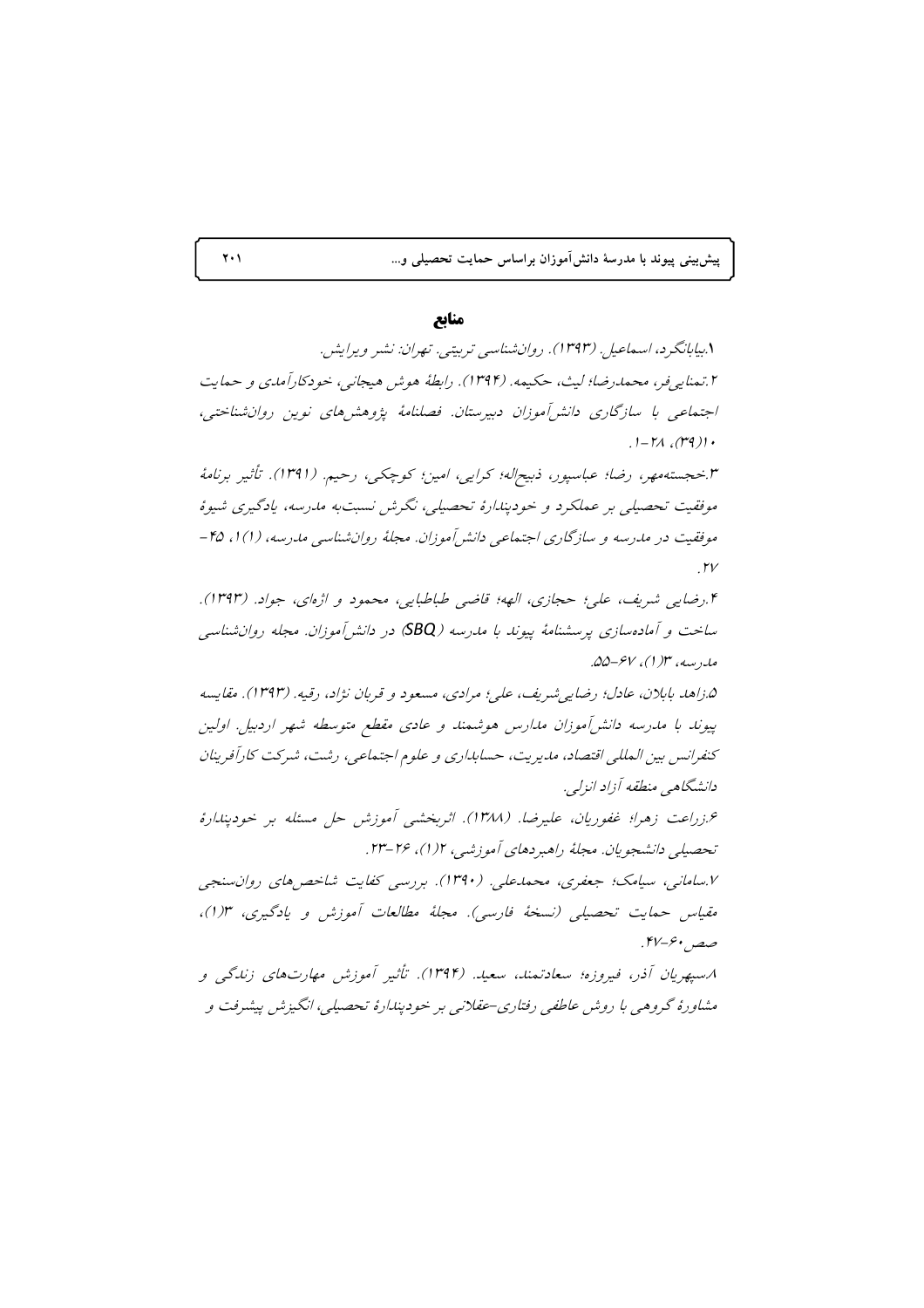## منابع

۱.بیابانگرد، اسماعیل. (۱۳۹۳). روان‌شناسی تربیتی. تهران: نشر ویرایش.

۲.تمنایی‌فر، محمدرضا؛ لیث، حکیمه. (۱۳۹۴). رابطهٔ هوش هیجانی، خودکارآمدی و حمایت اجتماعی با سازگاری دانش‌آموزان دبیرستان. فصلنامهٔ پژوهش‌های نوین روان‌شناختی، ۱۰(۳۹)، ۲۸-۱.

۳.خجسته‌مهر، رضا؛ عباسپور، ذبیح‌اله؛ کرایی، امین؛ کوچکی، رحیم. (۱۳۹۱). تأثیر برنامهٔ موفقیت تحصیلی بر عملکرد و خودپندارهٔ تحصیلی، نگرش نسبت‌به مدرسه، یادگیری شیوهٔ موفقیت در مدرسه و سازگاری اجتماعی دانش‌آموزان. مجلهٔ روان‌شناسی مدرسه، ۱(۱)، ۴۵-۲۷.

۴.رضایی شریف، علی؛ حجازی، الهه؛ قاضی طباطبایی، محمود و اژه‌ای، جواد. (۱۳۹۳). ساخت و آماده‌سازی پرسشنامهٔ پیوند با مدرسه (SBQ) در دانش‌آموزان. مجله روان‌شناسی مدرسه، ۳(۱)، ۶۷-۵۵.

۵.زاهد بابلان، عادل؛ رضایی‌شریف، علی؛ مرادی، مسعود و قربان نژاد، رقیه. (۱۳۹۳). مقایسه پیوند با مدرسه دانش‌آموزان مدارس هوشمند و عادی مقطع متوسطه شهر اردبیل. اولین کنفرانس بین المللی اقتصاد، مدیریت، حسابداری و علوم اجتماعی، رشت، شرکت کارآفرینان دانشگاهی منطقه آزاد انزلی.

۶.زراعت زهرا؛ غفوریان، علیرضا. (۱۳۸۸). اثربخشی آموزش حل مسئله بر خودپندارهٔ تحصیلی دانشجویان. مجلهٔ راهبردهای آموزشی، ۲(۱)، ۲۶-۲۳.

۷.سامانی، سیامک؛ جعفری، محمدعلی. (۱۳۹۰). بررسی کفایت شاخص‌های روان‌سنجی مقیاس حمایت تحصیلی (نسخهٔ فارسی). مجلهٔ مطالعات آموزش و یادگیری، ۳(۱)، صص ۶۰-۴۷.

۸.سپهریان آذر، فیروزه؛ سعادتمند، سعید. (۱۳۹۴). تأثیر آموزش مهارت‌های زندگی و مشاورهٔ گروهی با روش عاطفی رفتاری-عقلانی بر خودپندارهٔ تحصیلی، انگیزش پیشرفت و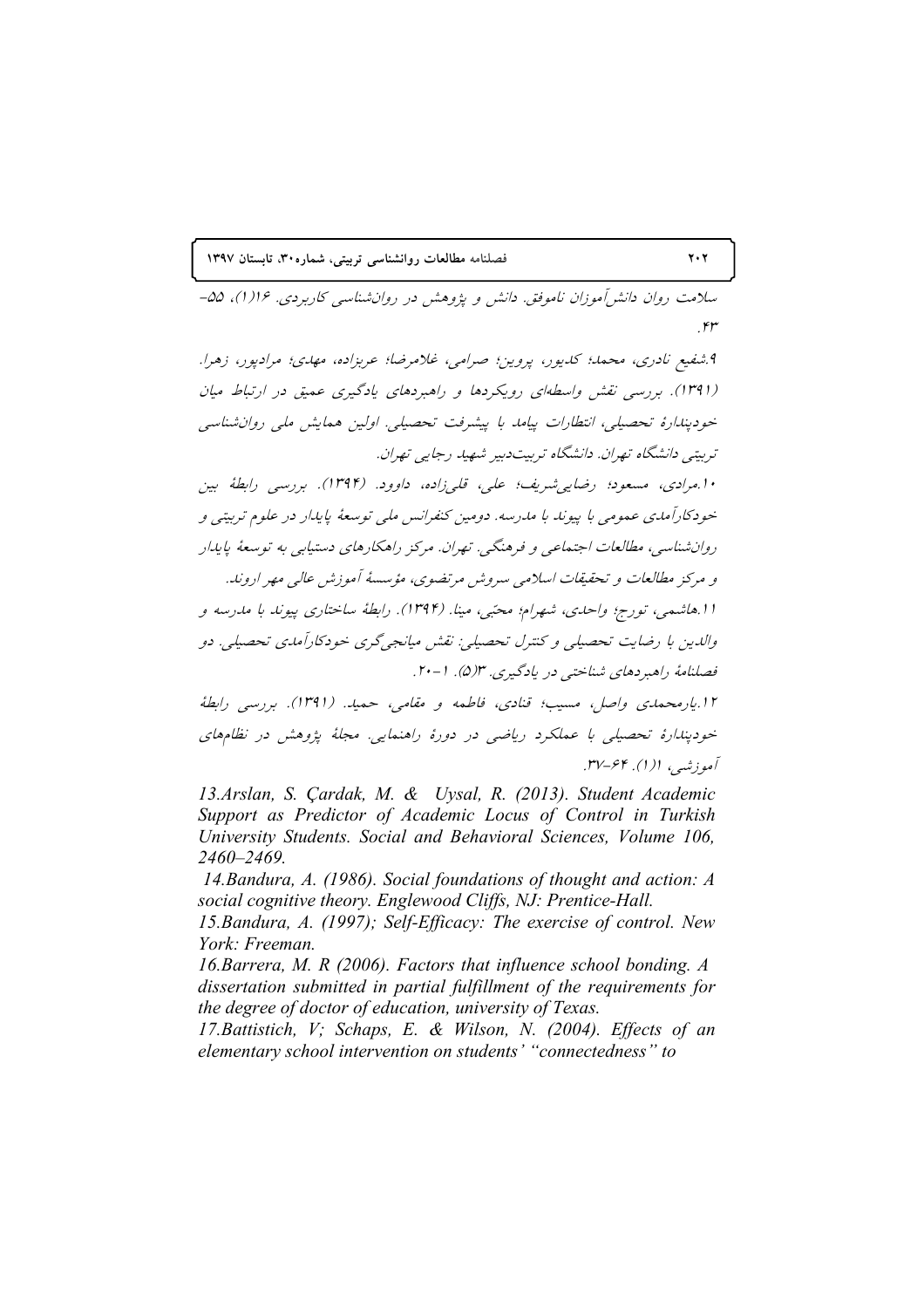سلامت روان دانش‌آموزان ناموفق. دانش و پژوهش در روان‌شناسی کاربردی. ۱۶(۱)، ۵۵-۴۳.

۹.شفیع نادری، محمد؛ کدیور، پروین؛ صرامی، غلامرضا؛ عربزاده، مهدی؛ مرادپور، زهرا. (۱۳۹۱). بررسی نقش واسطه‌ای رویکردها و راهبردهای یادگیری عمیق در ارتباط میان خودپندارهٔ تحصیلی، انتظارات پیامد با پیشرفت تحصیلی. اولین همایش ملی روان‌شناسی تربیتی دانشگاه تهران. دانشگاه تربیت‌دبیر شهید رجایی تهران.

۱۰.مرادی، مسعود؛ رضایی‌شریف؛ علی، قلی‌زاده، داوود. (۱۳۹۴). بررسی رابطهٔ بین خودکارآمدی عمومی با پیوند با مدرسه. دومین کنفرانس ملی توسعهٔ پایدار در علوم تربیتی و روان‌شناسی، مطالعات اجتماعی و فرهنگی. تهران. مرکز راهکارهای دستیابی به توسعهٔ پایدار و مرکز مطالعات و تحقیقات اسلامی سروش مرتضوی، مؤسسهٔ آموزش عالی مهر اروند.

۱۱.هاشمی، تورج؛ واحدی، شهرام؛ محبّی، مینا. (۱۳۹۴). رابطهٔ ساختاری پیوند با مدرسه و والدین با رضایت تحصیلی و کنترل تحصیلی: نقش میانجی‌گری خودکارآمدی تحصیلی. دو فصلنامهٔ راهبردهای شناختی در یادگیری. ۳(۵). ۱-۲۰.

۱۲.یارمحمدی واصل، مسیب؛ قنادی، فاطمه و مقامی، حمید. (۱۳۹۱). بررسی رابطهٔ خودپندارهٔ تحصیلی با عملکرد ریاضی در دورهٔ راهنمایی. مجلهٔ پژوهش در نظام‌های آموزشی، ۱(۱). ۶۴-۳۷.

*13.Arslan, S. Çardak, M. & Uysal, R. (2013). Student Academic Support as Predictor of Academic Locus of Control in Turkish University Students. Social and Behavioral Sciences, Volume 106, 2460–2469.*

*14.Bandura, A. (1986). Social foundations of thought and action: A social cognitive theory. Englewood Cliffs, NJ: Prentice-Hall.*

*15.Bandura, A. (1997); Self-Efficacy: The exercise of control. New York: Freeman.*

*16.Barrera, M. R (2006). Factors that influence school bonding. A dissertation submitted in partial fulfillment of the requirements for the degree of doctor of education, university of Texas.*

*17.Battistich, V; Schaps, E. & Wilson, N. (2004). Effects of an elementary school intervention on students' "connectedness" to*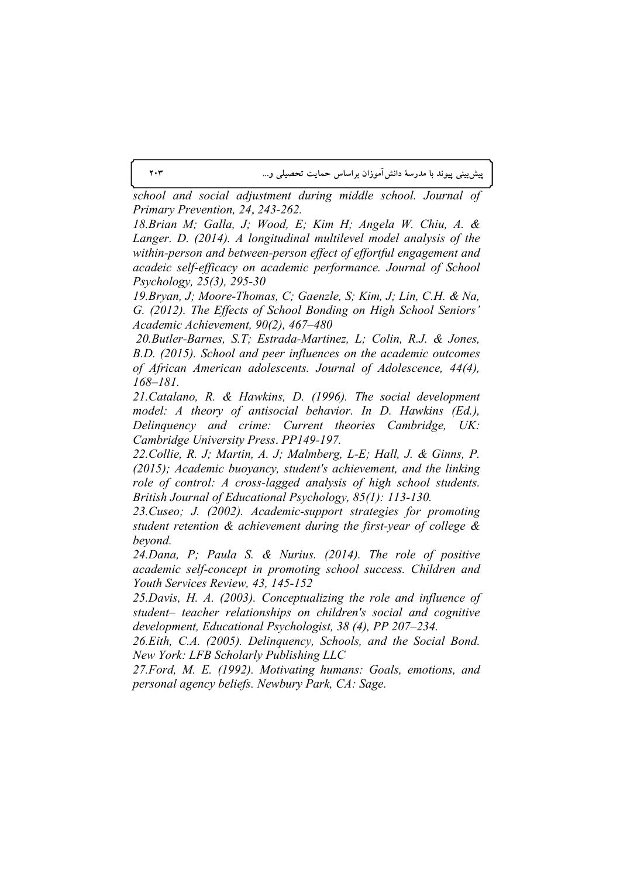*school and social adjustment during middle school. Journal of Primary Prevention, 24, 243-262.*

*18.Brian M; Galla, J; Wood, E; Kim H; Angela W. Chiu, A. & Langer. D. (2014). A longitudinal multilevel model analysis of the within-person and between-person effect of effortful engagement and acadeic self-efficacy on academic performance. Journal of School Psychology, 25(3), 295-30*

*19.Bryan, J; Moore-Thomas, C; Gaenzle, S; Kim, J; Lin, C.H. & Na, G. (2012). The Effects of School Bonding on High School Seniors' Academic Achievement, 90(2), 467–480*

*20.Butler-Barnes, S.T; Estrada-Martinez, L; Colin, R.J. & Jones, B.D. (2015). School and peer influences on the academic outcomes of African American adolescents. Journal of Adolescence, 44(4), 168–181.*

*21.Catalano, R. & Hawkins, D. (1996). The social development model: A theory of antisocial behavior. In D. Hawkins (Ed.), Delinquency and crime: Current theories Cambridge, UK: Cambridge University Press. PP149-197.*

*22.Collie, R. J; Martin, A. J; Malmberg, L-E; Hall, J. & Ginns, P. (2015); Academic buoyancy, student's achievement, and the linking role of control: A cross-lagged analysis of high school students. British Journal of Educational Psychology, 85(1): 113-130.*

*23.Cuseo; J. (2002). Academic-support strategies for promoting student retention & achievement during the first-year of college & beyond.*

*24.Dana, P; Paula S. & Nurius. (2014). The role of positive academic self-concept in promoting school success. Children and Youth Services Review, 43, 145-152*

*25.Davis, H. A. (2003). Conceptualizing the role and influence of student– teacher relationships on children's social and cognitive development, Educational Psychologist, 38 (4), PP 207–234.*

*26.Eith, C.A. (2005). Delinquency, Schools, and the Social Bond. New York: LFB Scholarly Publishing LLC*

*27.Ford, M. E. (1992). Motivating humans: Goals, emotions, and personal agency beliefs. Newbury Park, CA: Sage.*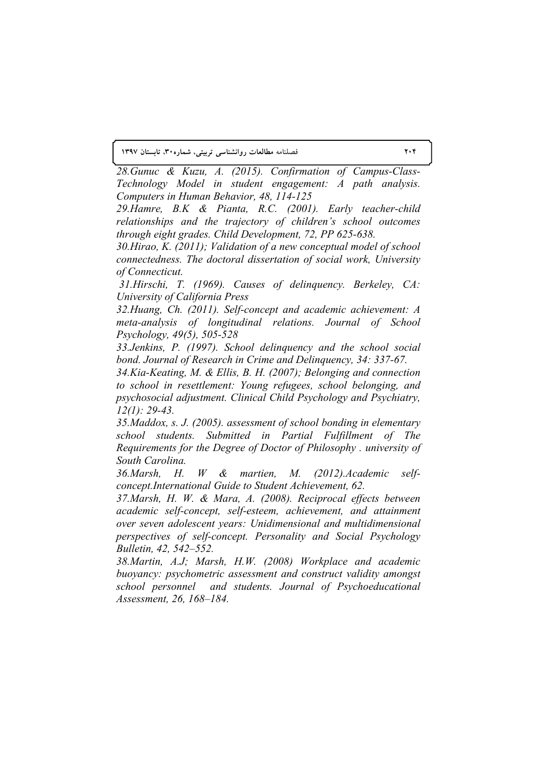*28.Gunuc & Kuzu, A. (2015). Confirmation of Campus-Class-Technology Model in student engagement: A path analysis. Computers in Human Behavior, 48, 114-125*

*29.Hamre, B.K & Pianta, R.C. (2001). Early teacher-child relationships and the trajectory of children's school outcomes through eight grades. Child Development, 72, PP 625-638.*

*30.Hirao, K. (2011); Validation of a new conceptual model of school connectedness. The doctoral dissertation of social work, University of Connecticut.*

*31.Hirschi, T. (1969). Causes of delinquency. Berkeley, CA: University of California Press*

*32.Huang, Ch. (2011). Self-concept and academic achievement: A meta-analysis of longitudinal relations. Journal of School Psychology, 49(5), 505-528*

*33.Jenkins, P. (1997). School delinquency and the school social bond. Journal of Research in Crime and Delinquency, 34: 337-67.*

*34.Kia-Keating, M. & Ellis, B. H. (2007); Belonging and connection to school in resettlement: Young refugees, school belonging, and psychosocial adjustment. Clinical Child Psychology and Psychiatry, 12(1): 29-43.*

*35.Maddox, s. J. (2005). assessment of school bonding in elementary school students. Submitted in Partial Fulfillment of The Requirements for the Degree of Doctor of Philosophy . university of South Carolina.*

*36.Marsh, H. W & martien, M. (2012).Academic self-concept.International Guide to Student Achievement, 62.*

*37.Marsh, H. W. & Mara, A. (2008). Reciprocal effects between academic self-concept, self-esteem, achievement, and attainment over seven adolescent years: Unidimensional and multidimensional perspectives of self-concept. Personality and Social Psychology Bulletin, 42, 542–552.*

*38.Martin, A.J; Marsh, H.W. (2008) Workplace and academic buoyancy: psychometric assessment and construct validity amongst school personnel and students. Journal of Psychoeducational Assessment, 26, 168–184.*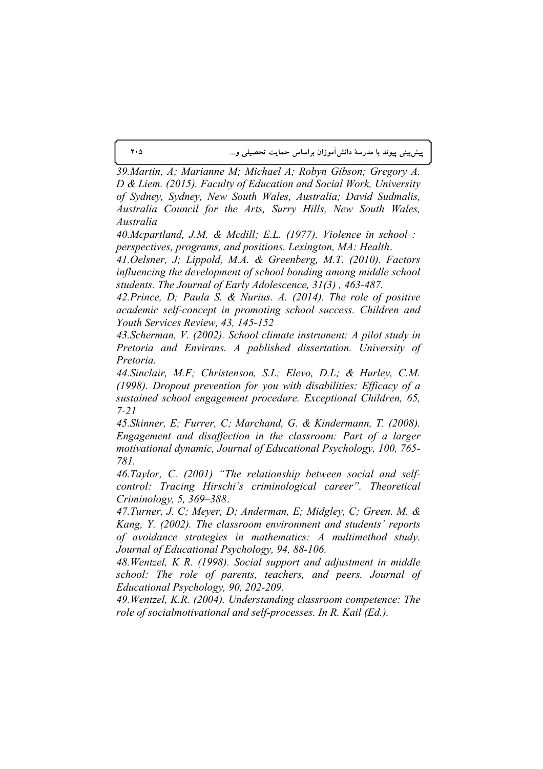*39.Martin, A; Marianne M; Michael A; Robyn Gibson; Gregory A. D & Liem. (2015). Faculty of Education and Social Work, University of Sydney, Sydney, New South Wales, Australia; David Sudmalis, Australia Council for the Arts, Surry Hills, New South Wales, Australia*

*40.Mcpartland, J.M. & Mcdill; E.L. (1977). Violence in school : perspectives, programs, and positions. Lexington, MA: Health.*

*41.Oelsner, J; Lippold, M.A. & Greenberg, M.T. (2010). Factors influencing the development of school bonding among middle school students. The Journal of Early Adolescence, 31(3) , 463-487.*

*42.Prince, D; Paula S. & Nurius. A. (2014). The role of positive academic self-concept in promoting school success. Children and Youth Services Review, 43, 145-152*

*43.Scherman, V. (2002). School climate instrument: A pilot study in Pretoria and Envirans. A pablished dissertation. University of Pretoria.*

*44.Sinclair, M.F; Christenson, S.L; Elevo, D.L; & Hurley, C.M. (1998). Dropout prevention for you with disabilities: Efficacy of a sustained school engagement procedure. Exceptional Children, 65, 7-21*

*45.Skinner, E; Furrer, C; Marchand, G. & Kindermann, T. (2008). Engagement and disaffection in the classroom: Part of a larger motivational dynamic, Journal of Educational Psychology, 100, 765-781.*

*46.Taylor, C. (2001) "The relationship between social and self-control: Tracing Hirschi's criminological career". Theoretical Criminology, 5, 369–388.*

*47.Turner, J. C; Meyer, D; Anderman, E; Midgley, C; Green. M. & Kang, Y. (2002). The classroom environment and students' reports of avoidance strategies in mathematics: A multimethod study. Journal of Educational Psychology, 94, 88-106.*

*48.Wentzel, K R. (1998). Social support and adjustment in middle school: The role of parents, teachers, and peers. Journal of Educational Psychology, 90, 202-209.*

*49.Wentzel, K.R. (2004). Understanding classroom competence: The role of socialmotivational and self-processes. In R. Kail (Ed.).*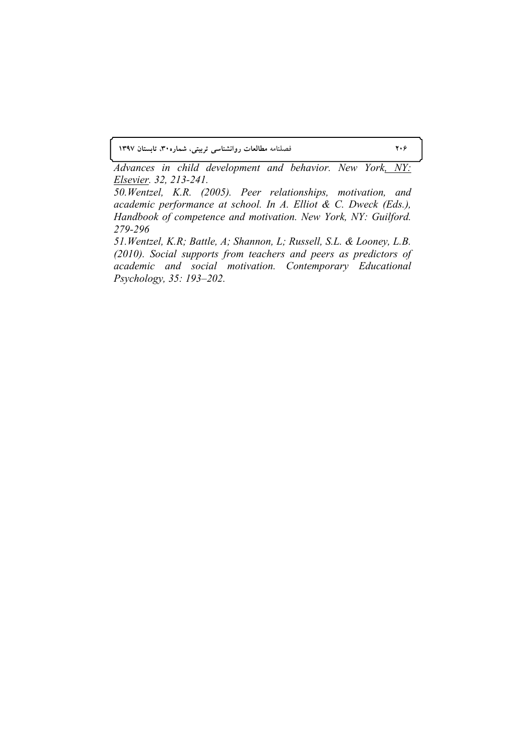*Advances in child development and behavior. New York, NY: Elsevier. 32, 213-241.*

*50.Wentzel, K.R. (2005). Peer relationships, motivation, and academic performance at school. In A. Elliot & C. Dweck (Eds.), Handbook of competence and motivation. New York, NY: Guilford. 279-296*

*51.Wentzel, K.R; Battle, A; Shannon, L; Russell, S.L. & Looney, L.B. (2010). Social supports from teachers and peers as predictors of academic and social motivation. Contemporary Educational Psychology, 35: 193–202.*